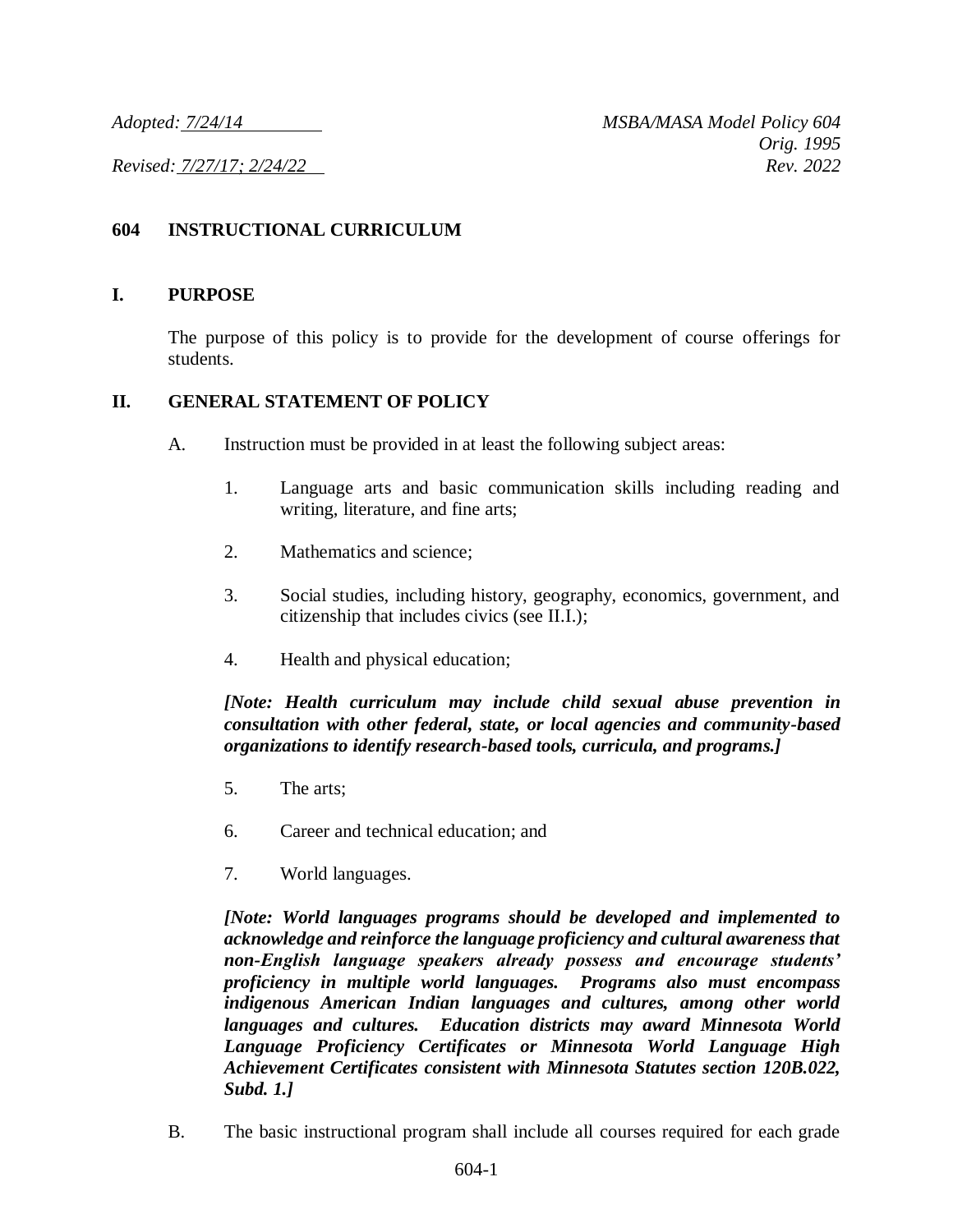*Adopted: 7/24/14* *MSBA/MASA Model Policy 604*
*Orig. 1995*
*Revised: 7/27/17; 2/24/22* *Rev. 2022*

# 604 INSTRUCTIONAL CURRICULUM

## I. PURPOSE

The purpose of this policy is to provide for the development of course offerings for students.

## II. GENERAL STATEMENT OF POLICY

A. Instruction must be provided in at least the following subject areas:

1. Language arts and basic communication skills including reading and writing, literature, and fine arts;

2. Mathematics and science;

3. Social studies, including history, geography, economics, government, and citizenship that includes civics (see II.I.);

4. Health and physical education;

***[Note: Health curriculum may include child sexual abuse prevention in consultation with other federal, state, or local agencies and community-based organizations to identify research-based tools, curricula, and programs.]***

5. The arts;

6. Career and technical education; and

7. World languages.

***[Note: World languages programs should be developed and implemented to acknowledge and reinforce the language proficiency and cultural awareness that non-English language speakers already possess and encourage students' proficiency in multiple world languages. Programs also must encompass indigenous American Indian languages and cultures, among other world languages and cultures. Education districts may award Minnesota World Language Proficiency Certificates or Minnesota World Language High Achievement Certificates consistent with Minnesota Statutes section 120B.022, Subd. 1.]***

B. The basic instructional program shall include all courses required for each grade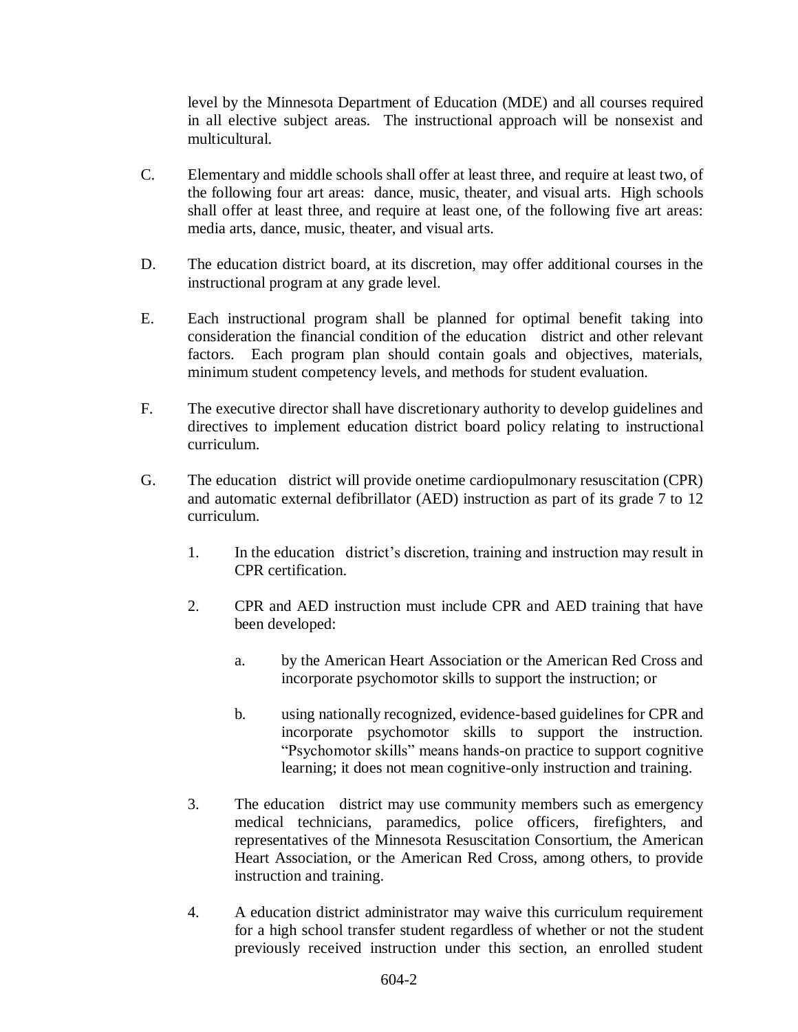level by the Minnesota Department of Education (MDE) and all courses required in all elective subject areas. The instructional approach will be nonsexist and multicultural.

C. Elementary and middle schools shall offer at least three, and require at least two, of the following four art areas: dance, music, theater, and visual arts. High schools shall offer at least three, and require at least one, of the following five art areas: media arts, dance, music, theater, and visual arts.

D. The education district board, at its discretion, may offer additional courses in the instructional program at any grade level.

E. Each instructional program shall be planned for optimal benefit taking into consideration the financial condition of the education district and other relevant factors. Each program plan should contain goals and objectives, materials, minimum student competency levels, and methods for student evaluation.

F. The executive director shall have discretionary authority to develop guidelines and directives to implement education district board policy relating to instructional curriculum.

G. The education district will provide onetime cardiopulmonary resuscitation (CPR) and automatic external defibrillator (AED) instruction as part of its grade 7 to 12 curriculum.

   1. In the education district's discretion, training and instruction may result in CPR certification.

   2. CPR and AED instruction must include CPR and AED training that have been developed:

      a. by the American Heart Association or the American Red Cross and incorporate psychomotor skills to support the instruction; or

      b. using nationally recognized, evidence-based guidelines for CPR and incorporate psychomotor skills to support the instruction. "Psychomotor skills" means hands-on practice to support cognitive learning; it does not mean cognitive-only instruction and training.

   3. The education district may use community members such as emergency medical technicians, paramedics, police officers, firefighters, and representatives of the Minnesota Resuscitation Consortium, the American Heart Association, or the American Red Cross, among others, to provide instruction and training.

   4. A education district administrator may waive this curriculum requirement for a high school transfer student regardless of whether or not the student previously received instruction under this section, an enrolled student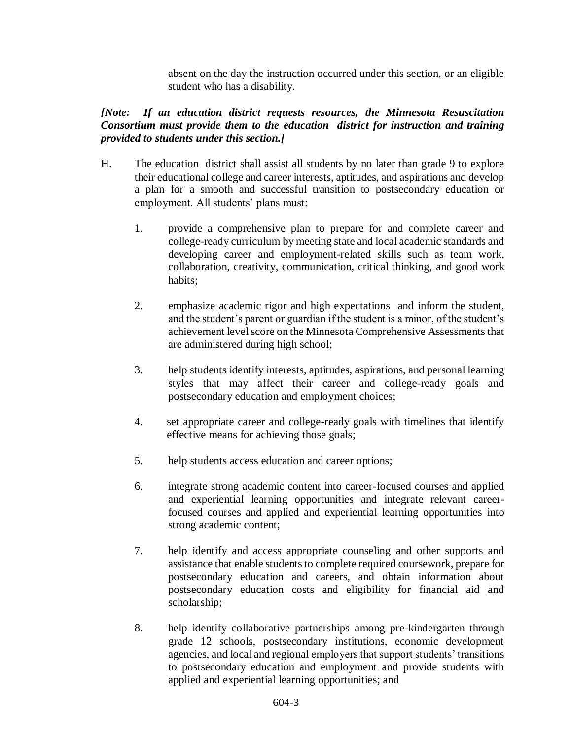absent on the day the instruction occurred under this section, or an eligible student who has a disability.

***[Note: If an education district requests resources, the Minnesota Resuscitation Consortium must provide them to the education district for instruction and training provided to students under this section.]***

H. The education district shall assist all students by no later than grade 9 to explore their educational college and career interests, aptitudes, and aspirations and develop a plan for a smooth and successful transition to postsecondary education or employment. All students' plans must:

   1. provide a comprehensive plan to prepare for and complete career and college-ready curriculum by meeting state and local academic standards and developing career and employment-related skills such as team work, collaboration, creativity, communication, critical thinking, and good work habits;

   2. emphasize academic rigor and high expectations and inform the student, and the student's parent or guardian if the student is a minor, of the student's achievement level score on the Minnesota Comprehensive Assessments that are administered during high school;

   3. help students identify interests, aptitudes, aspirations, and personal learning styles that may affect their career and college-ready goals and postsecondary education and employment choices;

   4. set appropriate career and college-ready goals with timelines that identify effective means for achieving those goals;

   5. help students access education and career options;

   6. integrate strong academic content into career-focused courses and applied and experiential learning opportunities and integrate relevant career-focused courses and applied and experiential learning opportunities into strong academic content;

   7. help identify and access appropriate counseling and other supports and assistance that enable students to complete required coursework, prepare for postsecondary education and careers, and obtain information about postsecondary education costs and eligibility for financial aid and scholarship;

   8. help identify collaborative partnerships among pre-kindergarten through grade 12 schools, postsecondary institutions, economic development agencies, and local and regional employers that support students' transitions to postsecondary education and employment and provide students with applied and experiential learning opportunities; and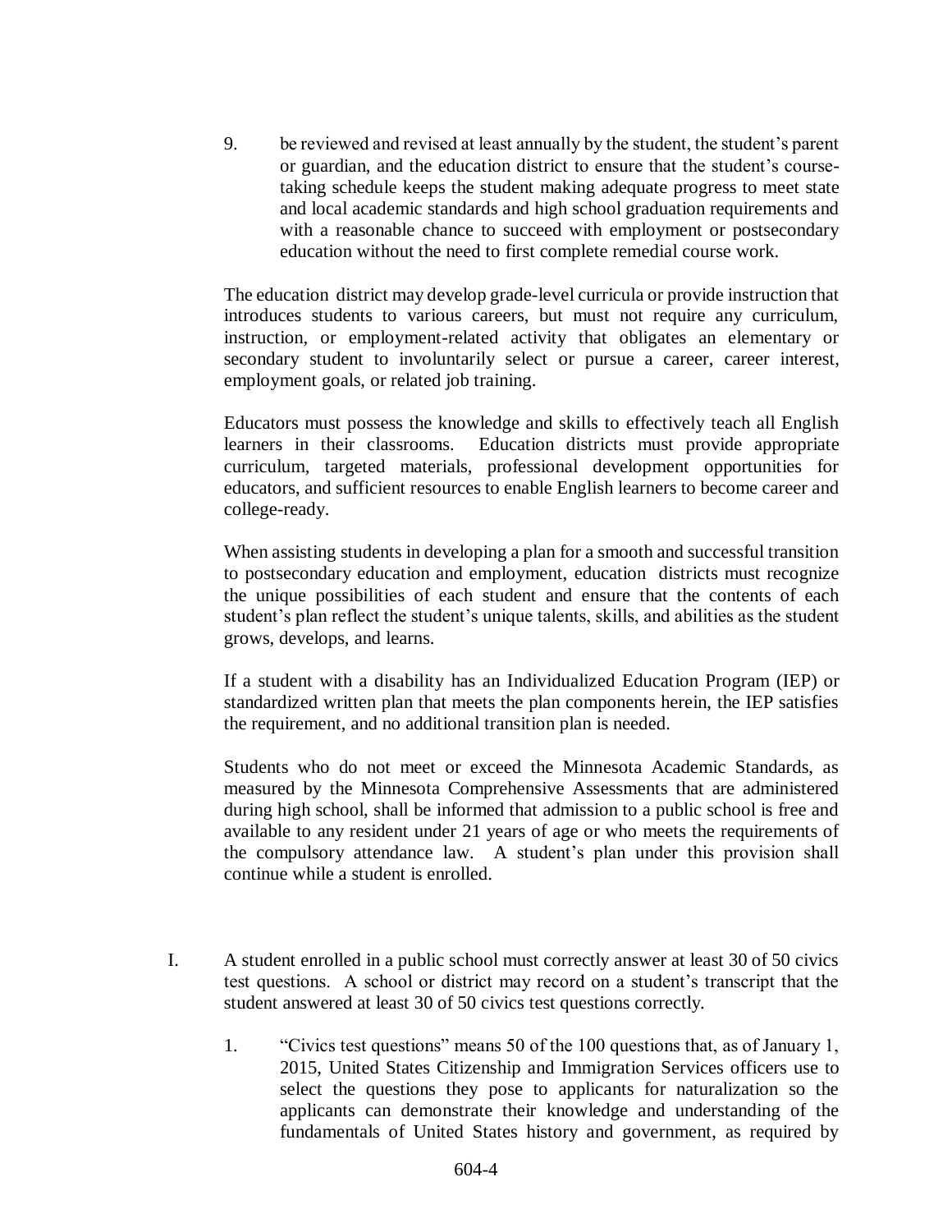9. be reviewed and revised at least annually by the student, the student's parent or guardian, and the education district to ensure that the student's course-taking schedule keeps the student making adequate progress to meet state and local academic standards and high school graduation requirements and with a reasonable chance to succeed with employment or postsecondary education without the need to first complete remedial course work.

The education district may develop grade-level curricula or provide instruction that introduces students to various careers, but must not require any curriculum, instruction, or employment-related activity that obligates an elementary or secondary student to involuntarily select or pursue a career, career interest, employment goals, or related job training.

Educators must possess the knowledge and skills to effectively teach all English learners in their classrooms. Education districts must provide appropriate curriculum, targeted materials, professional development opportunities for educators, and sufficient resources to enable English learners to become career and college-ready.

When assisting students in developing a plan for a smooth and successful transition to postsecondary education and employment, education districts must recognize the unique possibilities of each student and ensure that the contents of each student's plan reflect the student's unique talents, skills, and abilities as the student grows, develops, and learns.

If a student with a disability has an Individualized Education Program (IEP) or standardized written plan that meets the plan components herein, the IEP satisfies the requirement, and no additional transition plan is needed.

Students who do not meet or exceed the Minnesota Academic Standards, as measured by the Minnesota Comprehensive Assessments that are administered during high school, shall be informed that admission to a public school is free and available to any resident under 21 years of age or who meets the requirements of the compulsory attendance law. A student's plan under this provision shall continue while a student is enrolled.

I. A student enrolled in a public school must correctly answer at least 30 of 50 civics test questions. A school or district may record on a student's transcript that the student answered at least 30 of 50 civics test questions correctly.

   1. "Civics test questions" means 50 of the 100 questions that, as of January 1, 2015, United States Citizenship and Immigration Services officers use to select the questions they pose to applicants for naturalization so the applicants can demonstrate their knowledge and understanding of the fundamentals of United States history and government, as required by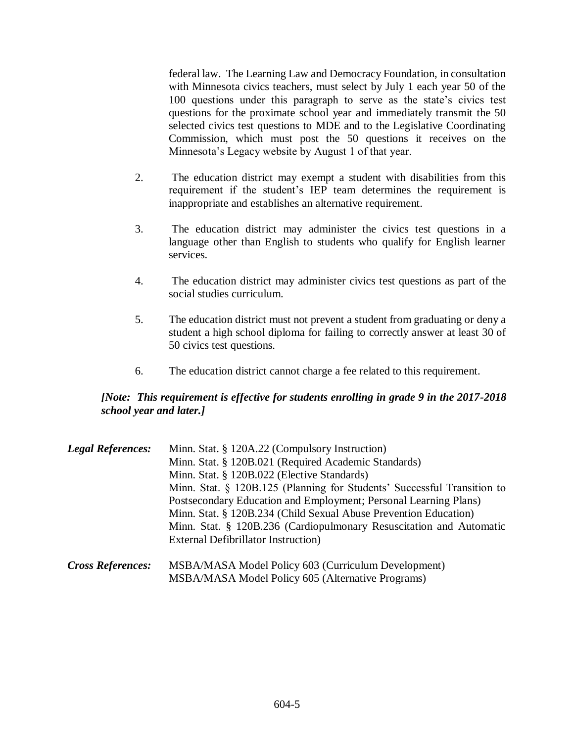federal law. The Learning Law and Democracy Foundation, in consultation with Minnesota civics teachers, must select by July 1 each year 50 of the 100 questions under this paragraph to serve as the state's civics test questions for the proximate school year and immediately transmit the 50 selected civics test questions to MDE and to the Legislative Coordinating Commission, which must post the 50 questions it receives on the Minnesota's Legacy website by August 1 of that year.

2. The education district may exempt a student with disabilities from this requirement if the student's IEP team determines the requirement is inappropriate and establishes an alternative requirement.

3. The education district may administer the civics test questions in a language other than English to students who qualify for English learner services.

4. The education district may administer civics test questions as part of the social studies curriculum.

5. The education district must not prevent a student from graduating or deny a student a high school diploma for failing to correctly answer at least 30 of 50 civics test questions.

6. The education district cannot charge a fee related to this requirement.

***[Note: This requirement is effective for students enrolling in grade 9 in the 2017-2018 school year and later.]***

***Legal References:***
Minn. Stat. § 120A.22 (Compulsory Instruction)
Minn. Stat. § 120B.021 (Required Academic Standards)
Minn. Stat. § 120B.022 (Elective Standards)
Minn. Stat. § 120B.125 (Planning for Students' Successful Transition to Postsecondary Education and Employment; Personal Learning Plans)
Minn. Stat. § 120B.234 (Child Sexual Abuse Prevention Education)
Minn. Stat. § 120B.236 (Cardiopulmonary Resuscitation and Automatic External Defibrillator Instruction)

***Cross References:***
MSBA/MASA Model Policy 603 (Curriculum Development)
MSBA/MASA Model Policy 605 (Alternative Programs)